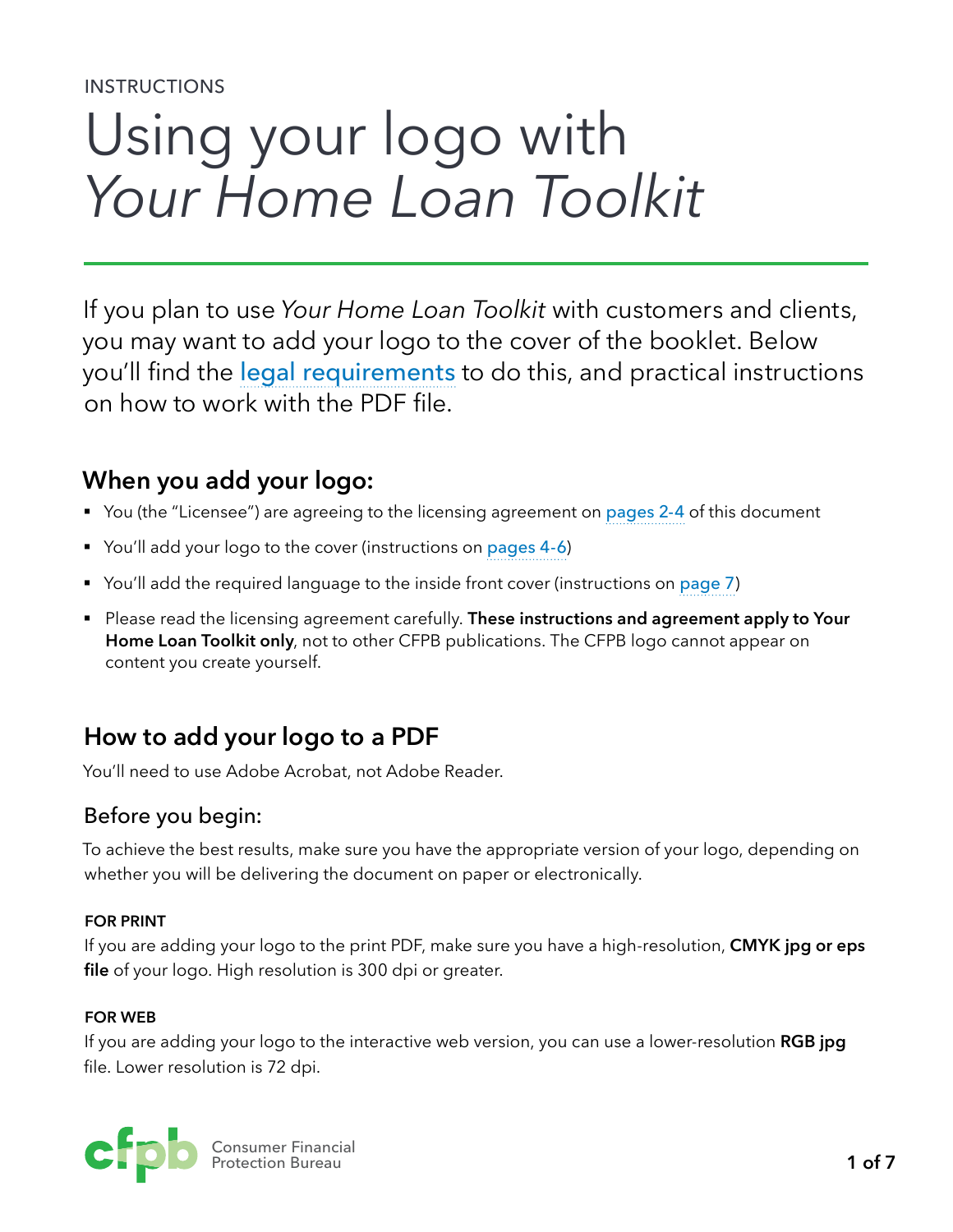INSTRUCTIONS

# Using your logo with *Your Home Loan Toolkit*

If you plan to use *Your Home Loan Toolkit* with customers and clients, you may want to add your logo to the cover of the booklet. Below you'll find the legal requirements to do this, and practical instructions on how to work with the PDF file.

## When you add your logo:

- You (the "Licensee") are agreeing to the licensing agreement on pages 2-4 of this document
- You'll add your logo to the cover (instructions on pages 4-6)
- You'll add the required language to the inside front cover (instructions on page 7)
- Please read the licensing agreement carefully. **These instructions and agreement apply to Your Home Loan Toolkit only**, not to other CFPB publications. The CFPB logo cannot appear on content you create yourself.

## How to add your logo to a PDF

You'll need to use Adobe Acrobat, not Adobe Reader.

### Before you begin:

To achieve the best results, make sure you have the appropriate version of your logo, depending on whether you will be delivering the document on paper or electronically.

**FOR PRINT**

If you are adding your logo to the print PDF, make sure you have a high-resolution, **CMYK jpg or eps file** of your logo. High resolution is 300 dpi or greater.

**FOR WEB**

If you are adding your logo to the interactive web version, you can use a lower-resolution **RGB jpg** file. Lower resolution is 72 dpi.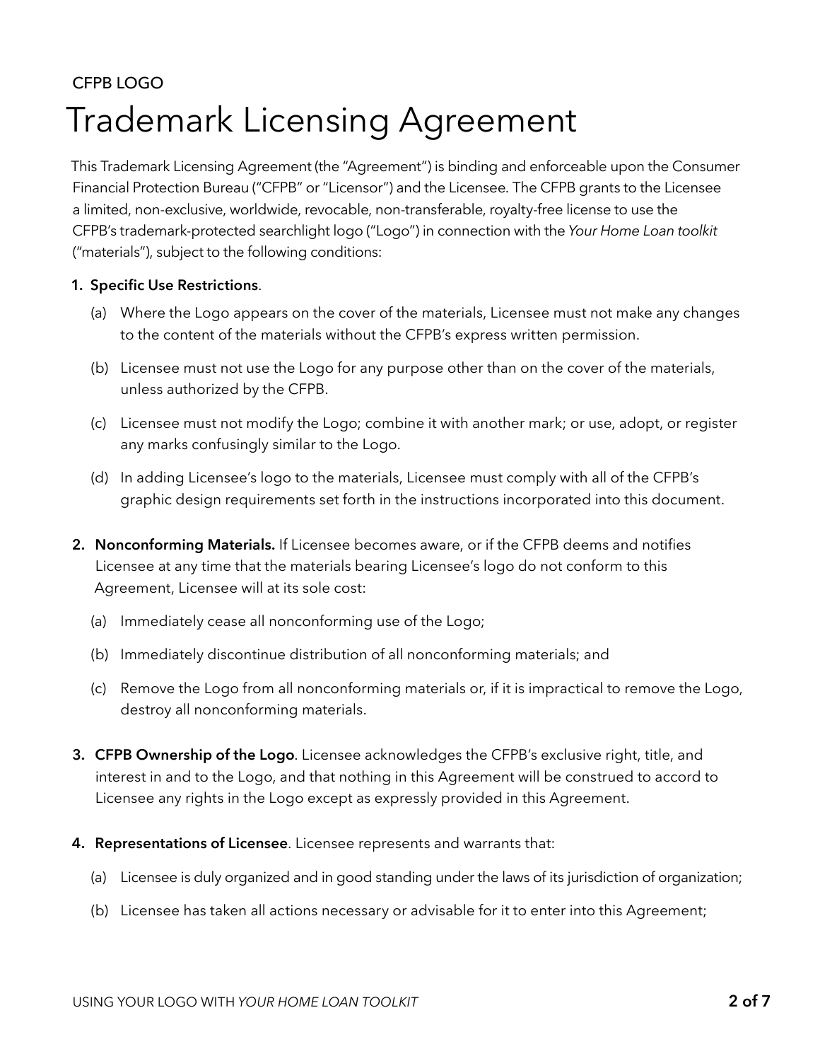CFPB LOGO

# Trademark Licensing Agreement

This Trademark Licensing Agreement (the "Agreement") is binding and enforceable upon the Consumer Financial Protection Bureau ("CFPB" or "Licensor") and the Licensee. The CFPB grants to the Licensee a limited, non-exclusive, worldwide, revocable, non-transferable, royalty-free license to use the CFPB's trademark-protected searchlight logo ("Logo") in connection with the *Your Home Loan toolkit* ("materials"), subject to the following conditions:

1. **Specific Use Restrictions**.
   - (a) Where the Logo appears on the cover of the materials, Licensee must not make any changes to the content of the materials without the CFPB's express written permission.
   - (b) Licensee must not use the Logo for any purpose other than on the cover of the materials, unless authorized by the CFPB.
   - (c) Licensee must not modify the Logo; combine it with another mark; or use, adopt, or register any marks confusingly similar to the Logo.
   - (d) In adding Licensee's logo to the materials, Licensee must comply with all of the CFPB's graphic design requirements set forth in the instructions incorporated into this document.

2. **Nonconforming Materials.** If Licensee becomes aware, or if the CFPB deems and notifies Licensee at any time that the materials bearing Licensee's logo do not conform to this Agreement, Licensee will at its sole cost:
   - (a) Immediately cease all nonconforming use of the Logo;
   - (b) Immediately discontinue distribution of all nonconforming materials; and
   - (c) Remove the Logo from all nonconforming materials or, if it is impractical to remove the Logo, destroy all nonconforming materials.

3. **CFPB Ownership of the Logo**. Licensee acknowledges the CFPB's exclusive right, title, and interest in and to the Logo, and that nothing in this Agreement will be construed to accord to Licensee any rights in the Logo except as expressly provided in this Agreement.

4. **Representations of Licensee**. Licensee represents and warrants that:
   - (a) Licensee is duly organized and in good standing under the laws of its jurisdiction of organization;
   - (b) Licensee has taken all actions necessary or advisable for it to enter into this Agreement;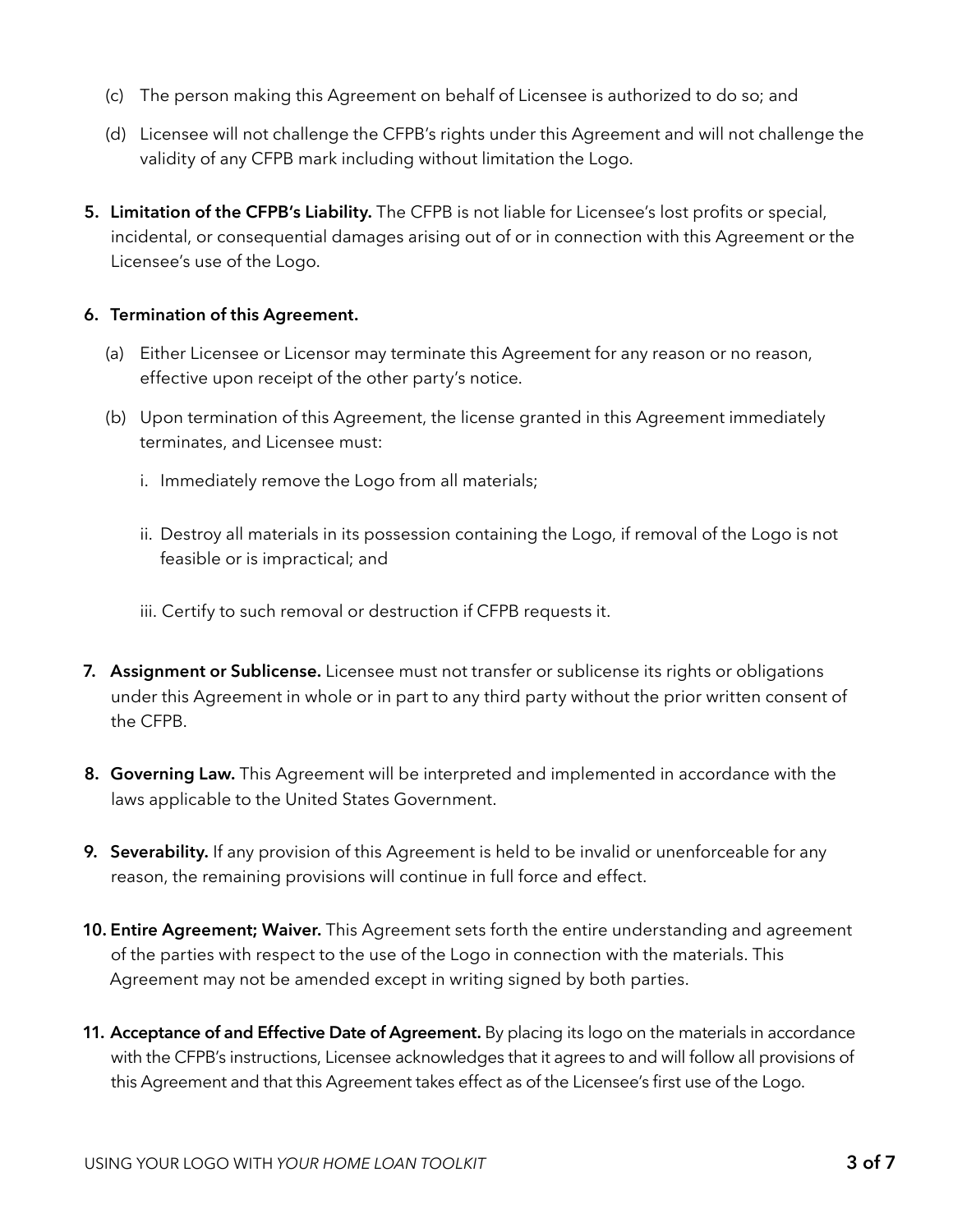(c) The person making this Agreement on behalf of Licensee is authorized to do so; and

(d) Licensee will not challenge the CFPB's rights under this Agreement and will not challenge the validity of any CFPB mark including without limitation the Logo.

5. **Limitation of the CFPB's Liability.** The CFPB is not liable for Licensee's lost profits or special, incidental, or consequential damages arising out of or in connection with this Agreement or the Licensee's use of the Logo.

6. **Termination of this Agreement.**

   (a) Either Licensee or Licensor may terminate this Agreement for any reason or no reason, effective upon receipt of the other party's notice.

   (b) Upon termination of this Agreement, the license granted in this Agreement immediately terminates, and Licensee must:

      i. Immediately remove the Logo from all materials;

      ii. Destroy all materials in its possession containing the Logo, if removal of the Logo is not feasible or is impractical; and

      iii. Certify to such removal or destruction if CFPB requests it.

7. **Assignment or Sublicense.** Licensee must not transfer or sublicense its rights or obligations under this Agreement in whole or in part to any third party without the prior written consent of the CFPB.

8. **Governing Law.** This Agreement will be interpreted and implemented in accordance with the laws applicable to the United States Government.

9. **Severability.** If any provision of this Agreement is held to be invalid or unenforceable for any reason, the remaining provisions will continue in full force and effect.

10. **Entire Agreement; Waiver.** This Agreement sets forth the entire understanding and agreement of the parties with respect to the use of the Logo in connection with the materials. This Agreement may not be amended except in writing signed by both parties.

11. **Acceptance of and Effective Date of Agreement.** By placing its logo on the materials in accordance with the CFPB's instructions, Licensee acknowledges that it agrees to and will follow all provisions of this Agreement and that this Agreement takes effect as of the Licensee's first use of the Logo.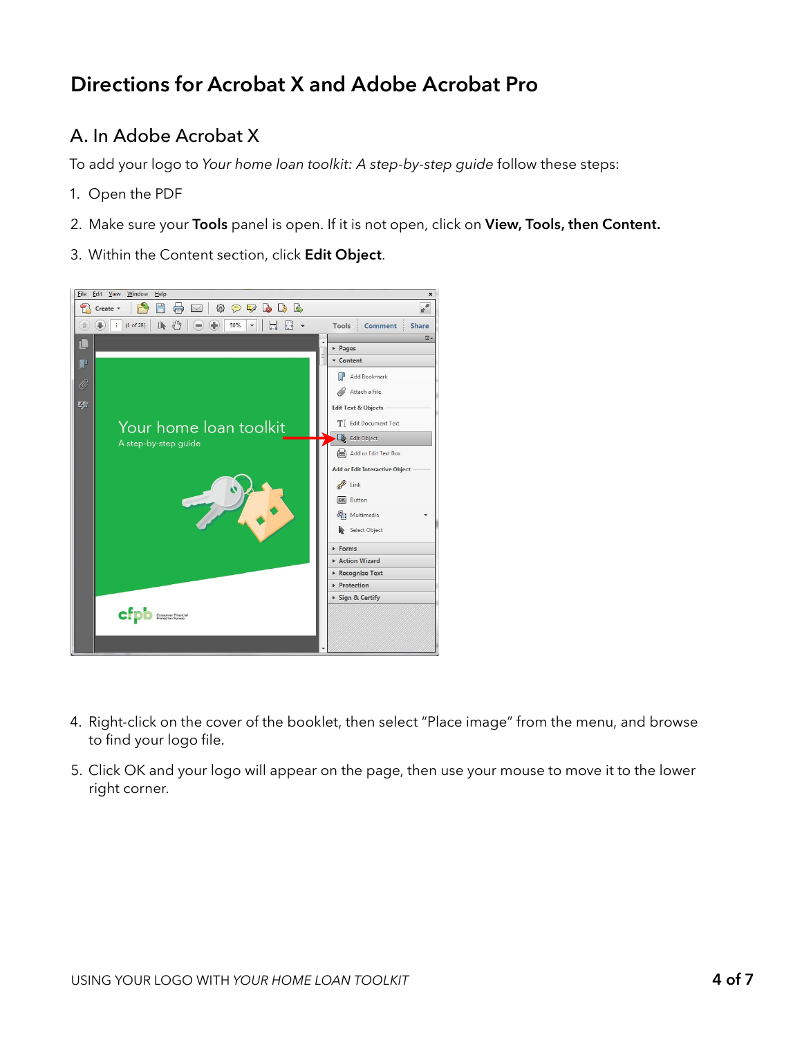# Directions for Acrobat X and Adobe Acrobat Pro

## A. In Adobe Acrobat X

To add your logo to *Your home loan toolkit: A step-by-step guide* follow these steps:

1. Open the PDF
2. Make sure your **Tools** panel is open. If it is not open, click on **View, Tools, then Content.**
3. Within the Content section, click **Edit Object**.
4. Right-click on the cover of the booklet, then select "Place image" from the menu, and browse to find your logo file.
5. Click OK and your logo will appear on the page, then use your mouse to move it to the lower right corner.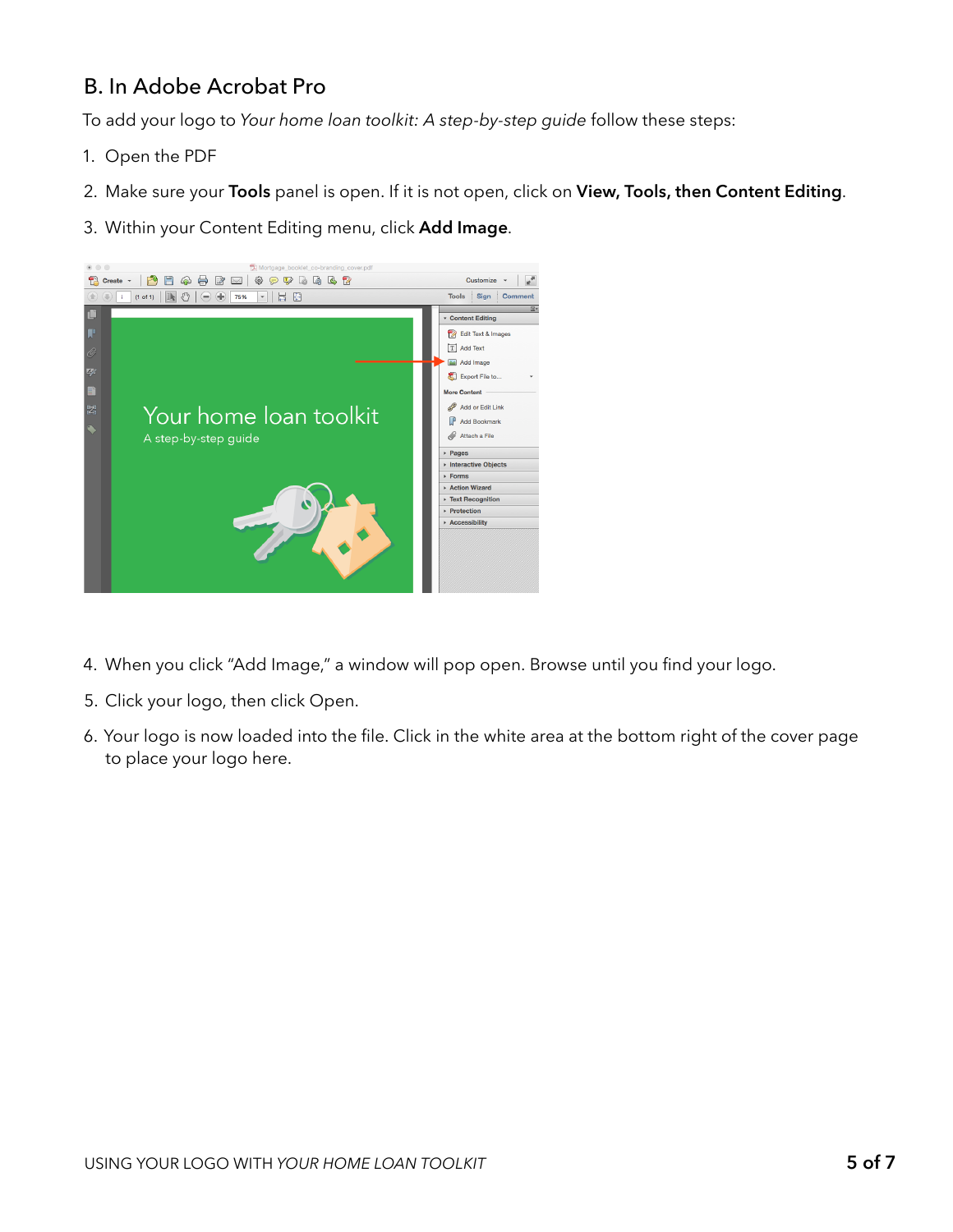## B. In Adobe Acrobat Pro

To add your logo to *Your home loan toolkit: A step-by-step guide* follow these steps:

1. Open the PDF
2. Make sure your **Tools** panel is open. If it is not open, click on **View, Tools, then Content Editing**.
3. Within your Content Editing menu, click **Add Image**.
4. When you click "Add Image," a window will pop open. Browse until you find your logo.
5. Click your logo, then click Open.
6. Your logo is now loaded into the file. Click in the white area at the bottom right of the cover page to place your logo here.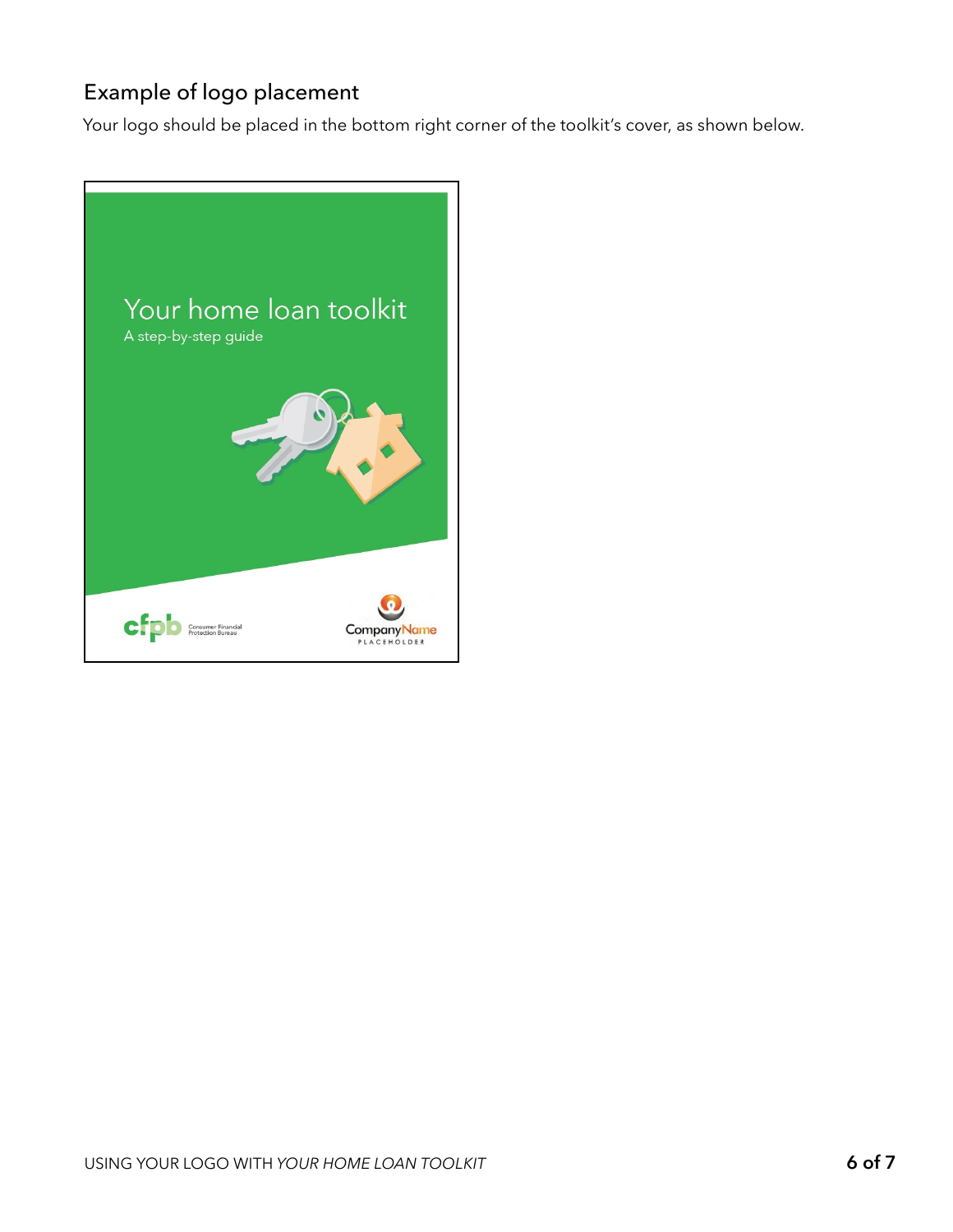## Example of logo placement

Your logo should be placed in the bottom right corner of the toolkit's cover, as shown below.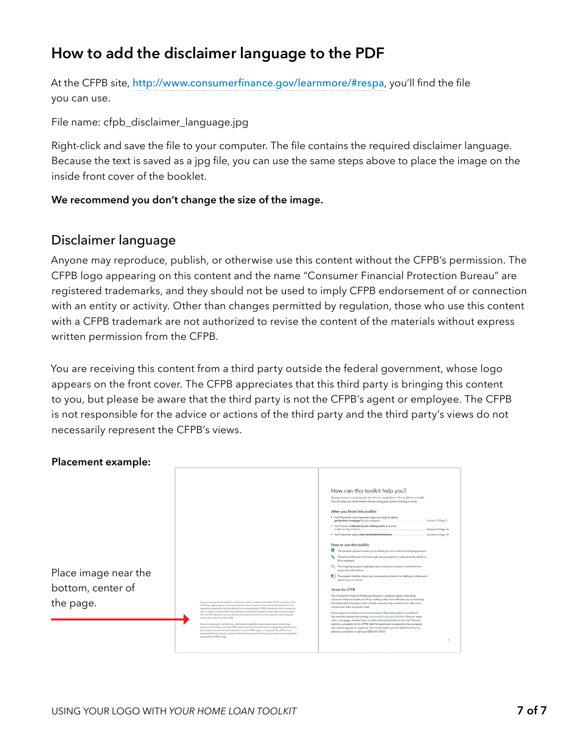## How to add the disclaimer language to the PDF

At the CFPB site, http://www.consumerfinance.gov/learnmore/#respa, you'll find the file you can use.

File name: cfpb_disclaimer_language.jpg

Right-click and save the file to your computer. The file contains the required disclaimer language. Because the text is saved as a jpg file, you can use the same steps above to place the image on the inside front cover of the booklet.

**We recommend you don't change the size of the image.**

### Disclaimer language

Anyone may reproduce, publish, or otherwise use this content without the CFPB's permission. The CFPB logo appearing on this content and the name "Consumer Financial Protection Bureau" are registered trademarks, and they should not be used to imply CFPB endorsement of or connection with an entity or activity. Other than changes permitted by regulation, those who use this content with a CFPB trademark are not authorized to revise the content of the materials without express written permission from the CFPB.

You are receiving this content from a third party outside the federal government, whose logo appears on the front cover. The CFPB appreciates that this third party is bringing this content to you, but please be aware that the third party is not the CFPB's agent or employee. The CFPB is not responsible for the advice or actions of the third party and the third party's views do not necessarily represent the CFPB's views.

**Placement example:**

Place image near the bottom, center of the page.